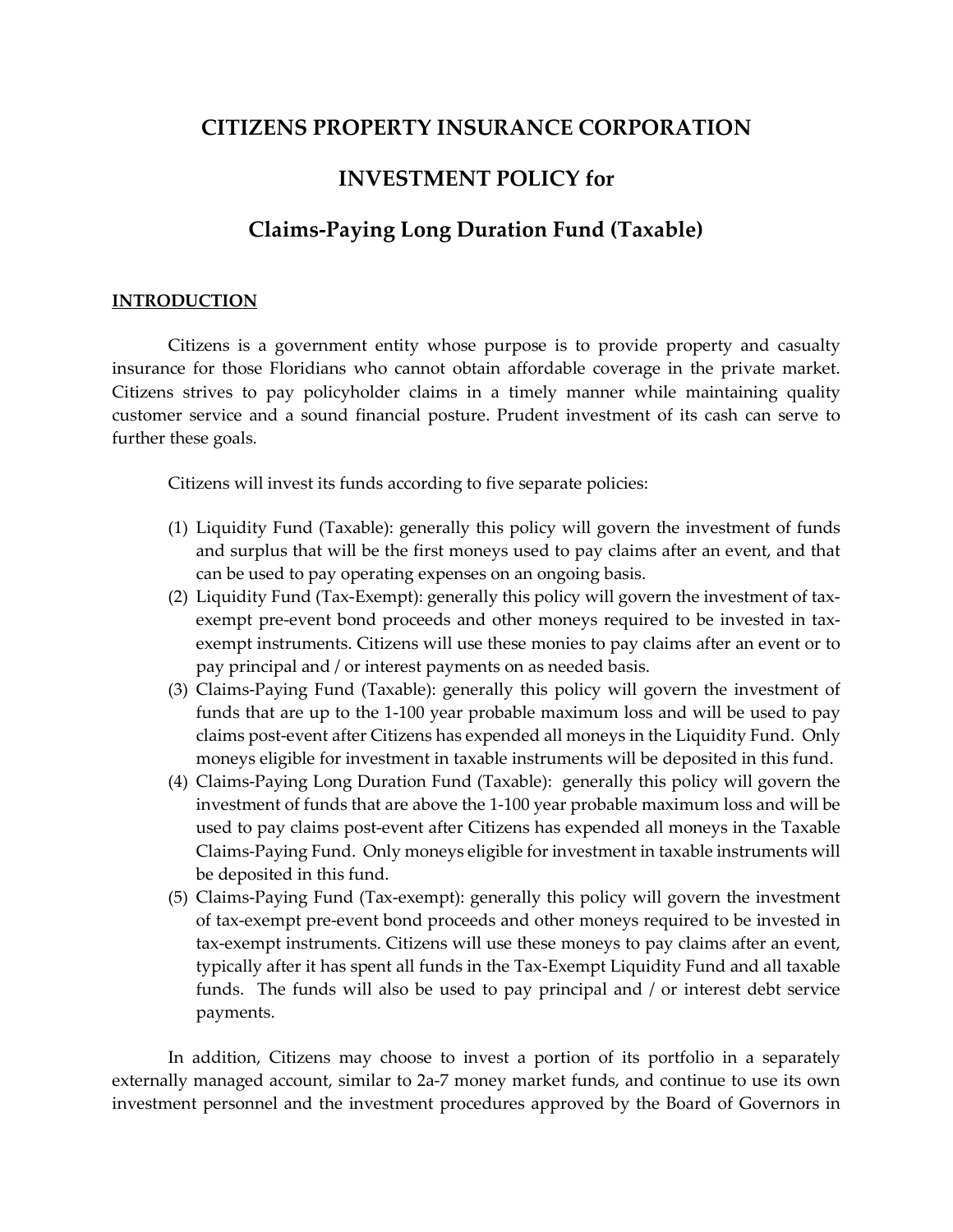# CITIZENS PROPERTY INSURANCE CORPORATION

# INVESTMENT POLICY for

# Claims-Paying Long Duration Fund (Taxable)

## INTRODUCTION

Citizens is a government entity whose purpose is to provide property and casualty insurance for those Floridians who cannot obtain affordable coverage in the private market. Citizens strives to pay policyholder claims in a timely manner while maintaining quality customer service and a sound financial posture. Prudent investment of its cash can serve to further these goals.

Citizens will invest its funds according to five separate policies:

(1) Liquidity Fund (Taxable): generally this policy will govern the investment of funds and surplus that will be the first moneys used to pay claims after an event, and that can be used to pay operating expenses on an ongoing basis.

(2) Liquidity Fund (Tax-Exempt): generally this policy will govern the investment of tax-exempt pre-event bond proceeds and other moneys required to be invested in tax-exempt instruments. Citizens will use these monies to pay claims after an event or to pay principal and / or interest payments on as needed basis.

(3) Claims-Paying Fund (Taxable): generally this policy will govern the investment of funds that are up to the 1-100 year probable maximum loss and will be used to pay claims post-event after Citizens has expended all moneys in the Liquidity Fund. Only moneys eligible for investment in taxable instruments will be deposited in this fund.

(4) Claims-Paying Long Duration Fund (Taxable): generally this policy will govern the investment of funds that are above the 1-100 year probable maximum loss and will be used to pay claims post-event after Citizens has expended all moneys in the Taxable Claims-Paying Fund. Only moneys eligible for investment in taxable instruments will be deposited in this fund.

(5) Claims-Paying Fund (Tax-exempt): generally this policy will govern the investment of tax-exempt pre-event bond proceeds and other moneys required to be invested in tax-exempt instruments. Citizens will use these moneys to pay claims after an event, typically after it has spent all funds in the Tax-Exempt Liquidity Fund and all taxable funds. The funds will also be used to pay principal and / or interest debt service payments.

In addition, Citizens may choose to invest a portion of its portfolio in a separately externally managed account, similar to 2a-7 money market funds, and continue to use its own investment personnel and the investment procedures approved by the Board of Governors in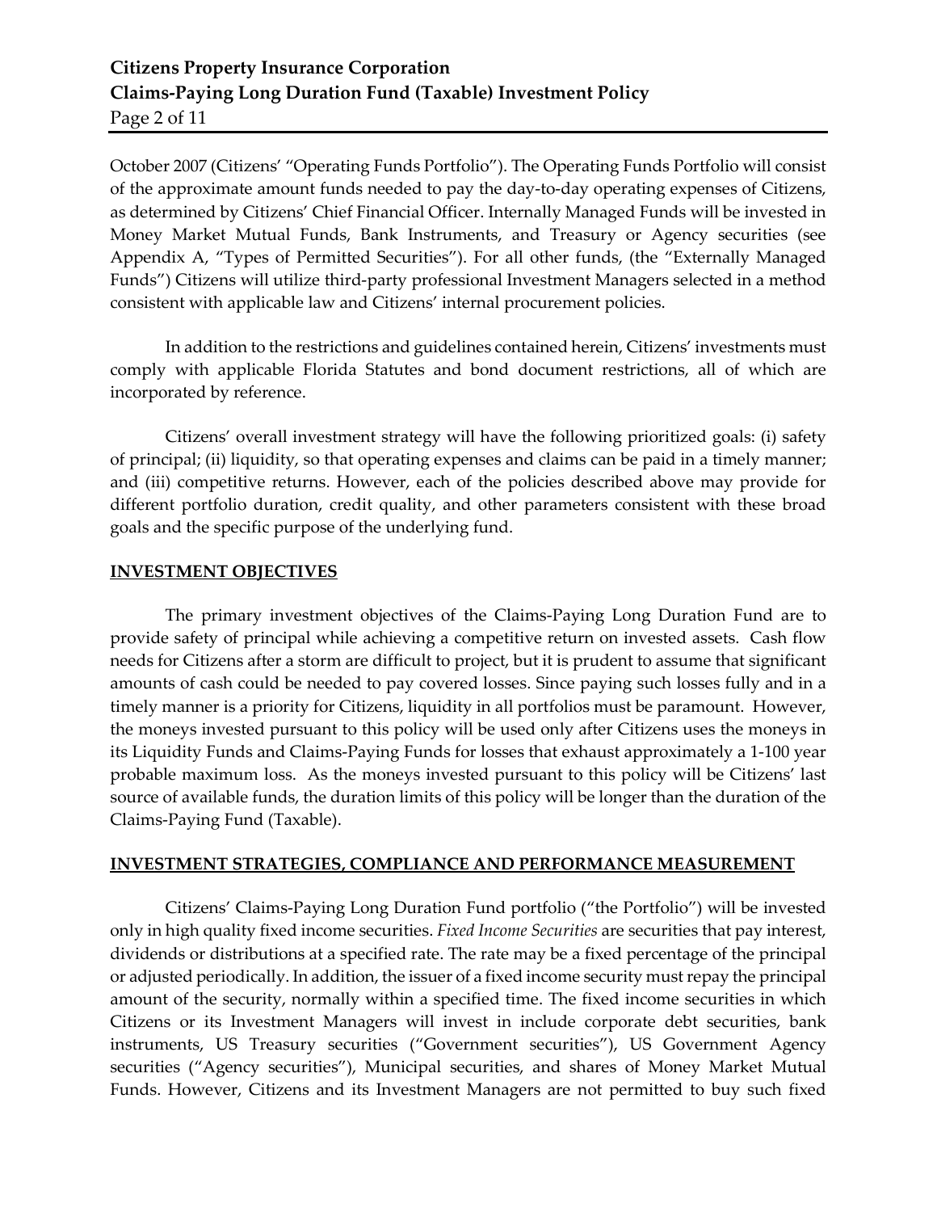October 2007 (Citizens' "Operating Funds Portfolio"). The Operating Funds Portfolio will consist of the approximate amount funds needed to pay the day-to-day operating expenses of Citizens, as determined by Citizens' Chief Financial Officer. Internally Managed Funds will be invested in Money Market Mutual Funds, Bank Instruments, and Treasury or Agency securities (see Appendix A, "Types of Permitted Securities"). For all other funds, (the "Externally Managed Funds") Citizens will utilize third-party professional Investment Managers selected in a method consistent with applicable law and Citizens' internal procurement policies.

In addition to the restrictions and guidelines contained herein, Citizens' investments must comply with applicable Florida Statutes and bond document restrictions, all of which are incorporated by reference.

Citizens' overall investment strategy will have the following prioritized goals: (i) safety of principal; (ii) liquidity, so that operating expenses and claims can be paid in a timely manner; and (iii) competitive returns. However, each of the policies described above may provide for different portfolio duration, credit quality, and other parameters consistent with these broad goals and the specific purpose of the underlying fund.

## INVESTMENT OBJECTIVES

The primary investment objectives of the Claims-Paying Long Duration Fund are to provide safety of principal while achieving a competitive return on invested assets. Cash flow needs for Citizens after a storm are difficult to project, but it is prudent to assume that significant amounts of cash could be needed to pay covered losses. Since paying such losses fully and in a timely manner is a priority for Citizens, liquidity in all portfolios must be paramount. However, the moneys invested pursuant to this policy will be used only after Citizens uses the moneys in its Liquidity Funds and Claims-Paying Funds for losses that exhaust approximately a 1-100 year probable maximum loss. As the moneys invested pursuant to this policy will be Citizens' last source of available funds, the duration limits of this policy will be longer than the duration of the Claims-Paying Fund (Taxable).

## INVESTMENT STRATEGIES, COMPLIANCE AND PERFORMANCE MEASUREMENT

Citizens' Claims-Paying Long Duration Fund portfolio ("the Portfolio") will be invested only in high quality fixed income securities. *Fixed Income Securities* are securities that pay interest, dividends or distributions at a specified rate. The rate may be a fixed percentage of the principal or adjusted periodically. In addition, the issuer of a fixed income security must repay the principal amount of the security, normally within a specified time. The fixed income securities in which Citizens or its Investment Managers will invest in include corporate debt securities, bank instruments, US Treasury securities ("Government securities"), US Government Agency securities ("Agency securities"), Municipal securities, and shares of Money Market Mutual Funds. However, Citizens and its Investment Managers are not permitted to buy such fixed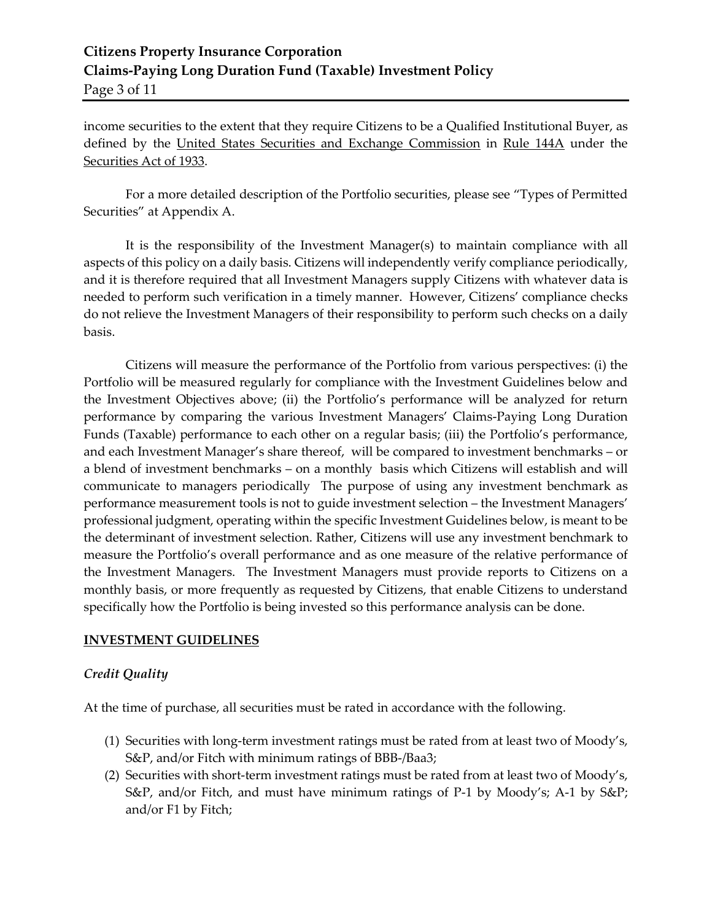income securities to the extent that they require Citizens to be a Qualified Institutional Buyer, as defined by the United States Securities and Exchange Commission in Rule 144A under the Securities Act of 1933.

For a more detailed description of the Portfolio securities, please see "Types of Permitted Securities" at Appendix A.

It is the responsibility of the Investment Manager(s) to maintain compliance with all aspects of this policy on a daily basis. Citizens will independently verify compliance periodically, and it is therefore required that all Investment Managers supply Citizens with whatever data is needed to perform such verification in a timely manner. However, Citizens' compliance checks do not relieve the Investment Managers of their responsibility to perform such checks on a daily basis.

Citizens will measure the performance of the Portfolio from various perspectives: (i) the Portfolio will be measured regularly for compliance with the Investment Guidelines below and the Investment Objectives above; (ii) the Portfolio's performance will be analyzed for return performance by comparing the various Investment Managers' Claims-Paying Long Duration Funds (Taxable) performance to each other on a regular basis; (iii) the Portfolio's performance, and each Investment Manager's share thereof, will be compared to investment benchmarks – or a blend of investment benchmarks – on a monthly basis which Citizens will establish and will communicate to managers periodically The purpose of using any investment benchmark as performance measurement tools is not to guide investment selection – the Investment Managers' professional judgment, operating within the specific Investment Guidelines below, is meant to be the determinant of investment selection. Rather, Citizens will use any investment benchmark to measure the Portfolio's overall performance and as one measure of the relative performance of the Investment Managers. The Investment Managers must provide reports to Citizens on a monthly basis, or more frequently as requested by Citizens, that enable Citizens to understand specifically how the Portfolio is being invested so this performance analysis can be done.

## INVESTMENT GUIDELINES

### *Credit Quality*

At the time of purchase, all securities must be rated in accordance with the following.

(1) Securities with long-term investment ratings must be rated from at least two of Moody's, S&P, and/or Fitch with minimum ratings of BBB-/Baa3;
(2) Securities with short-term investment ratings must be rated from at least two of Moody's, S&P, and/or Fitch, and must have minimum ratings of P-1 by Moody's; A-1 by S&P; and/or F1 by Fitch;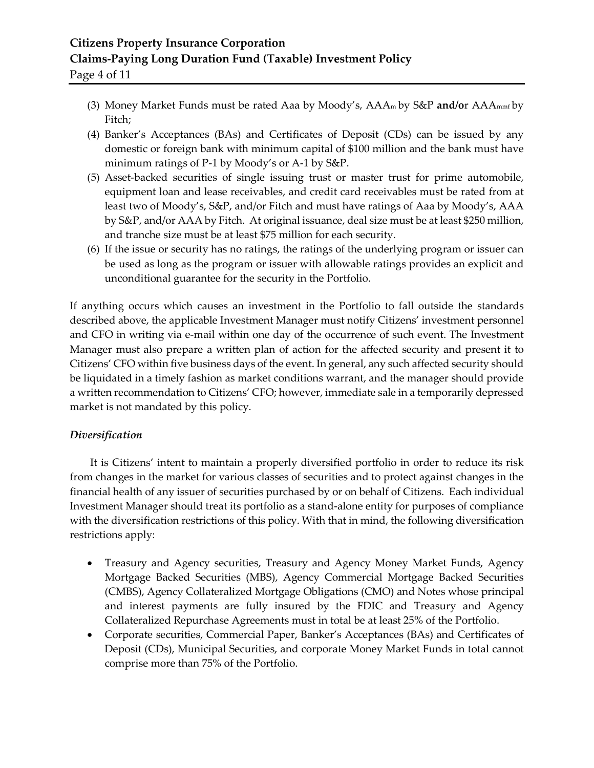(3) Money Market Funds must be rated Aaa by Moody's, $AAA_m$ by S&P **and/or** $AAA_{mmf}$ by Fitch;

(4) Banker's Acceptances (BAs) and Certificates of Deposit (CDs) can be issued by any domestic or foreign bank with minimum capital of $100 million and the bank must have minimum ratings of P-1 by Moody's or A-1 by S&P.

(5) Asset-backed securities of single issuing trust or master trust for prime automobile, equipment loan and lease receivables, and credit card receivables must be rated from at least two of Moody's, S&P, and/or Fitch and must have ratings of Aaa by Moody's, AAA by S&P, and/or AAA by Fitch. At original issuance, deal size must be at least $250 million, and tranche size must be at least $75 million for each security.

(6) If the issue or security has no ratings, the ratings of the underlying program or issuer can be used as long as the program or issuer with allowable ratings provides an explicit and unconditional guarantee for the security in the Portfolio.

If anything occurs which causes an investment in the Portfolio to fall outside the standards described above, the applicable Investment Manager must notify Citizens' investment personnel and CFO in writing via e-mail within one day of the occurrence of such event. The Investment Manager must also prepare a written plan of action for the affected security and present it to Citizens' CFO within five business days of the event. In general, any such affected security should be liquidated in a timely fashion as market conditions warrant, and the manager should provide a written recommendation to Citizens' CFO; however, immediate sale in a temporarily depressed market is not mandated by this policy.

*Diversification*

It is Citizens' intent to maintain a properly diversified portfolio in order to reduce its risk from changes in the market for various classes of securities and to protect against changes in the financial health of any issuer of securities purchased by or on behalf of Citizens. Each individual Investment Manager should treat its portfolio as a stand-alone entity for purposes of compliance with the diversification restrictions of this policy. With that in mind, the following diversification restrictions apply:

- Treasury and Agency securities, Treasury and Agency Money Market Funds, Agency Mortgage Backed Securities (MBS), Agency Commercial Mortgage Backed Securities (CMBS), Agency Collateralized Mortgage Obligations (CMO) and Notes whose principal and interest payments are fully insured by the FDIC and Treasury and Agency Collateralized Repurchase Agreements must in total be at least 25% of the Portfolio.
- Corporate securities, Commercial Paper, Banker's Acceptances (BAs) and Certificates of Deposit (CDs), Municipal Securities, and corporate Money Market Funds in total cannot comprise more than 75% of the Portfolio.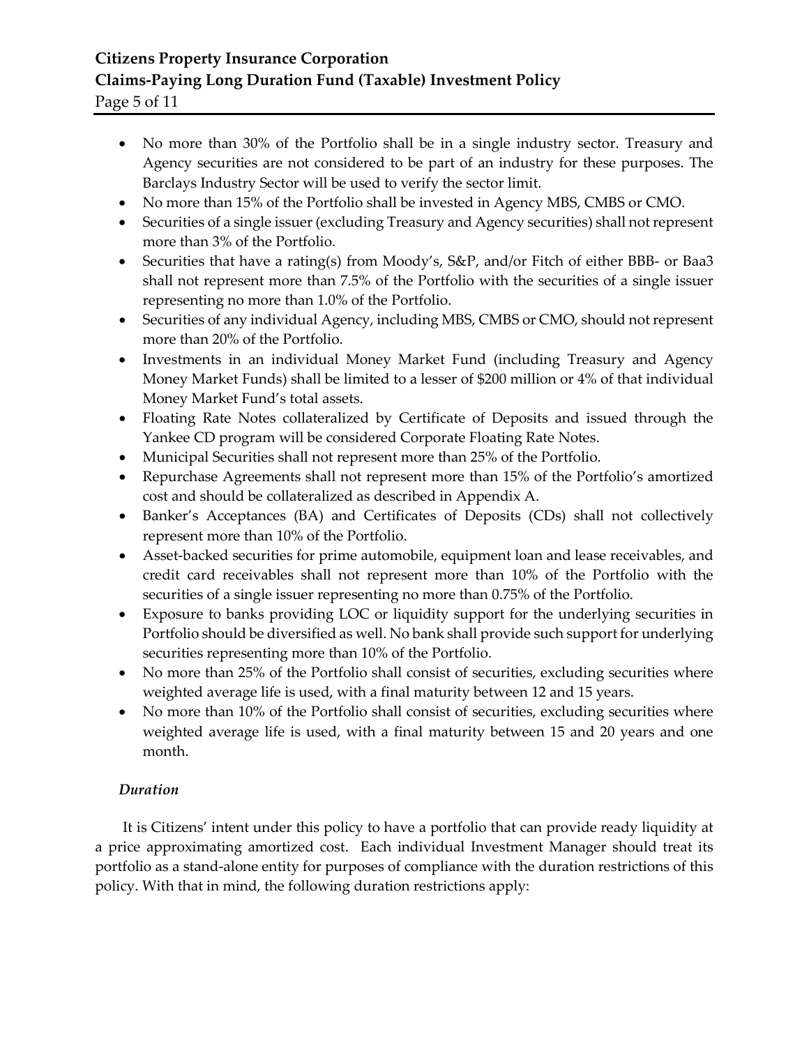- No more than 30% of the Portfolio shall be in a single industry sector. Treasury and Agency securities are not considered to be part of an industry for these purposes. The Barclays Industry Sector will be used to verify the sector limit.
- No more than 15% of the Portfolio shall be invested in Agency MBS, CMBS or CMO.
- Securities of a single issuer (excluding Treasury and Agency securities) shall not represent more than 3% of the Portfolio.
- Securities that have a rating(s) from Moody's, S&P, and/or Fitch of either BBB- or Baa3 shall not represent more than 7.5% of the Portfolio with the securities of a single issuer representing no more than 1.0% of the Portfolio.
- Securities of any individual Agency, including MBS, CMBS or CMO, should not represent more than 20% of the Portfolio.
- Investments in an individual Money Market Fund (including Treasury and Agency Money Market Funds) shall be limited to a lesser of $200 million or 4% of that individual Money Market Fund's total assets.
- Floating Rate Notes collateralized by Certificate of Deposits and issued through the Yankee CD program will be considered Corporate Floating Rate Notes.
- Municipal Securities shall not represent more than 25% of the Portfolio.
- Repurchase Agreements shall not represent more than 15% of the Portfolio's amortized cost and should be collateralized as described in Appendix A.
- Banker's Acceptances (BA) and Certificates of Deposits (CDs) shall not collectively represent more than 10% of the Portfolio.
- Asset-backed securities for prime automobile, equipment loan and lease receivables, and credit card receivables shall not represent more than 10% of the Portfolio with the securities of a single issuer representing no more than 0.75% of the Portfolio.
- Exposure to banks providing LOC or liquidity support for the underlying securities in Portfolio should be diversified as well. No bank shall provide such support for underlying securities representing more than 10% of the Portfolio.
- No more than 25% of the Portfolio shall consist of securities, excluding securities where weighted average life is used, with a final maturity between 12 and 15 years.
- No more than 10% of the Portfolio shall consist of securities, excluding securities where weighted average life is used, with a final maturity between 15 and 20 years and one month.

### *Duration*

It is Citizens' intent under this policy to have a portfolio that can provide ready liquidity at a price approximating amortized cost. Each individual Investment Manager should treat its portfolio as a stand-alone entity for purposes of compliance with the duration restrictions of this policy. With that in mind, the following duration restrictions apply: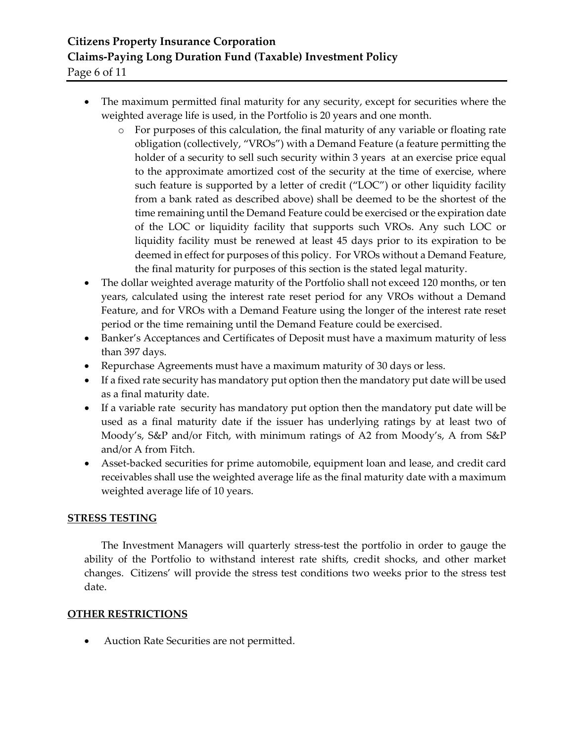- The maximum permitted final maturity for any security, except for securities where the weighted average life is used, in the Portfolio is 20 years and one month.
    - For purposes of this calculation, the final maturity of any variable or floating rate obligation (collectively, "VROs") with a Demand Feature (a feature permitting the holder of a security to sell such security within 3 years at an exercise price equal to the approximate amortized cost of the security at the time of exercise, where such feature is supported by a letter of credit ("LOC") or other liquidity facility from a bank rated as described above) shall be deemed to be the shortest of the time remaining until the Demand Feature could be exercised or the expiration date of the LOC or liquidity facility that supports such VROs. Any such LOC or liquidity facility must be renewed at least 45 days prior to its expiration to be deemed in effect for purposes of this policy. For VROs without a Demand Feature, the final maturity for purposes of this section is the stated legal maturity.
- The dollar weighted average maturity of the Portfolio shall not exceed 120 months, or ten years, calculated using the interest rate reset period for any VROs without a Demand Feature, and for VROs with a Demand Feature using the longer of the interest rate reset period or the time remaining until the Demand Feature could be exercised.
- Banker's Acceptances and Certificates of Deposit must have a maximum maturity of less than 397 days.
- Repurchase Agreements must have a maximum maturity of 30 days or less.
- If a fixed rate security has mandatory put option then the mandatory put date will be used as a final maturity date.
- If a variable rate security has mandatory put option then the mandatory put date will be used as a final maturity date if the issuer has underlying ratings by at least two of Moody's, S&P and/or Fitch, with minimum ratings of A2 from Moody's, A from S&P and/or A from Fitch.
- Asset-backed securities for prime automobile, equipment loan and lease, and credit card receivables shall use the weighted average life as the final maturity date with a maximum weighted average life of 10 years.

## STRESS TESTING

The Investment Managers will quarterly stress-test the portfolio in order to gauge the ability of the Portfolio to withstand interest rate shifts, credit shocks, and other market changes. Citizens' will provide the stress test conditions two weeks prior to the stress test date.

## OTHER RESTRICTIONS

- Auction Rate Securities are not permitted.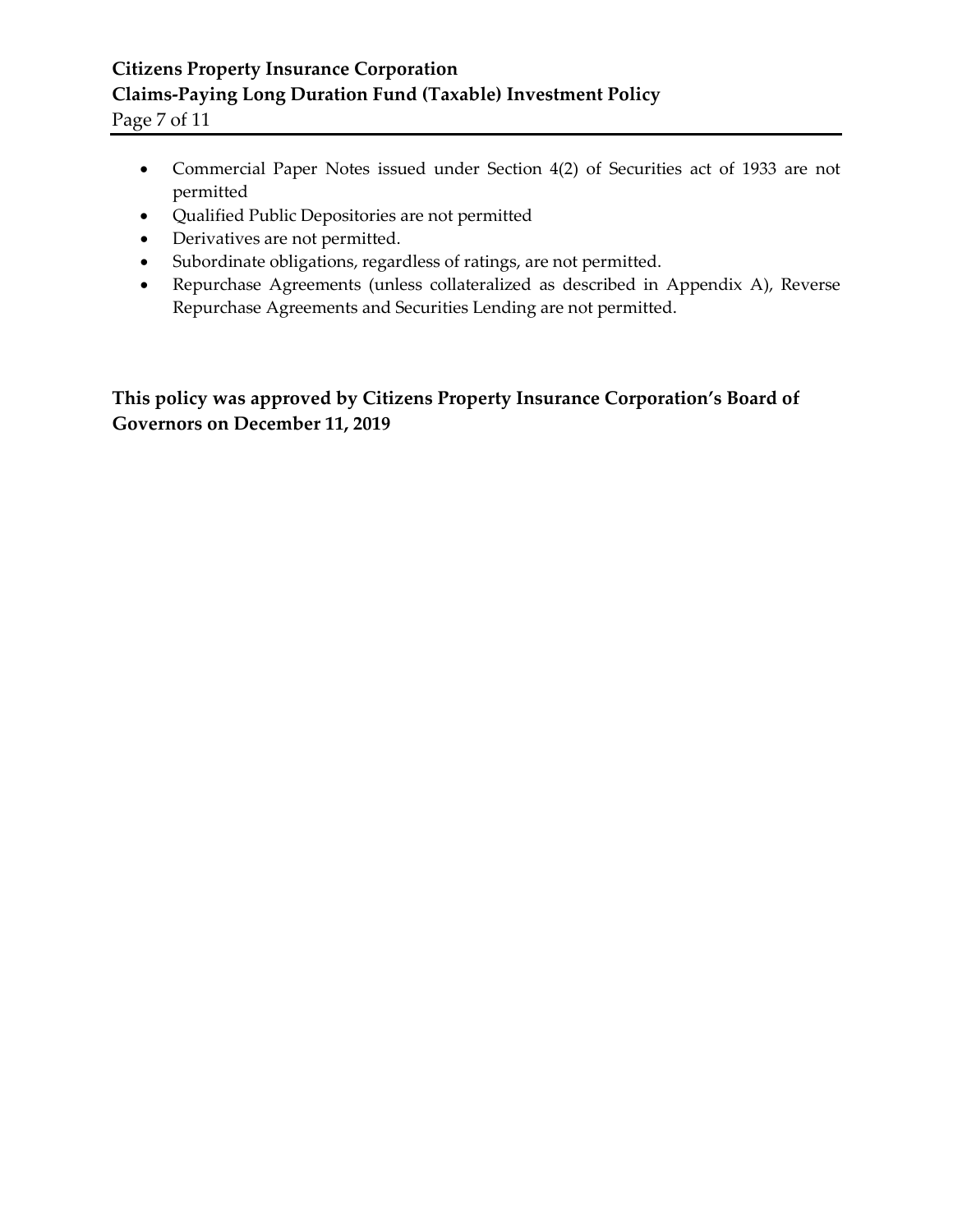- Commercial Paper Notes issued under Section 4(2) of Securities act of 1933 are not permitted
- Qualified Public Depositories are not permitted
- Derivatives are not permitted.
- Subordinate obligations, regardless of ratings, are not permitted.
- Repurchase Agreements (unless collateralized as described in Appendix A), Reverse Repurchase Agreements and Securities Lending are not permitted.

**This policy was approved by Citizens Property Insurance Corporation's Board of Governors on December 11, 2019**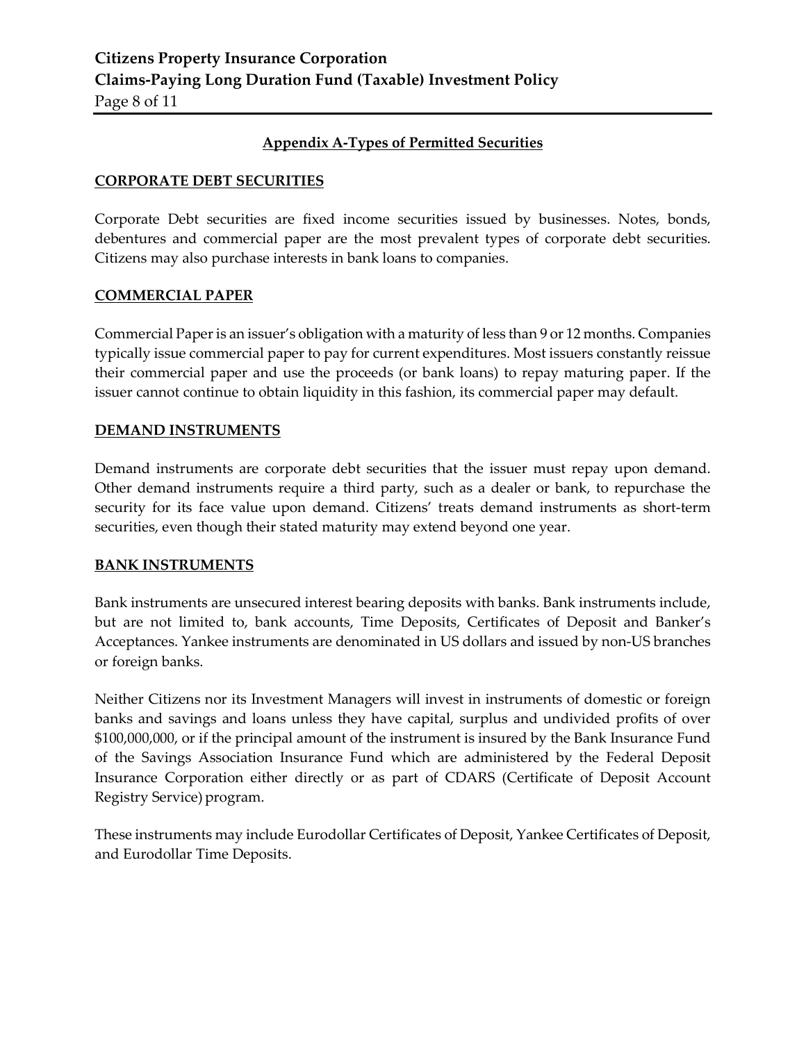## Appendix A-Types of Permitted Securities

### CORPORATE DEBT SECURITIES

Corporate Debt securities are fixed income securities issued by businesses. Notes, bonds, debentures and commercial paper are the most prevalent types of corporate debt securities. Citizens may also purchase interests in bank loans to companies.

### COMMERCIAL PAPER

Commercial Paper is an issuer's obligation with a maturity of less than 9 or 12 months. Companies typically issue commercial paper to pay for current expenditures. Most issuers constantly reissue their commercial paper and use the proceeds (or bank loans) to repay maturing paper. If the issuer cannot continue to obtain liquidity in this fashion, its commercial paper may default.

### DEMAND INSTRUMENTS

Demand instruments are corporate debt securities that the issuer must repay upon demand. Other demand instruments require a third party, such as a dealer or bank, to repurchase the security for its face value upon demand. Citizens' treats demand instruments as short-term securities, even though their stated maturity may extend beyond one year.

### BANK INSTRUMENTS

Bank instruments are unsecured interest bearing deposits with banks. Bank instruments include, but are not limited to, bank accounts, Time Deposits, Certificates of Deposit and Banker's Acceptances. Yankee instruments are denominated in US dollars and issued by non-US branches or foreign banks.

Neither Citizens nor its Investment Managers will invest in instruments of domestic or foreign banks and savings and loans unless they have capital, surplus and undivided profits of over $100,000,000, or if the principal amount of the instrument is insured by the Bank Insurance Fund of the Savings Association Insurance Fund which are administered by the Federal Deposit Insurance Corporation either directly or as part of CDARS (Certificate of Deposit Account Registry Service) program.

These instruments may include Eurodollar Certificates of Deposit, Yankee Certificates of Deposit, and Eurodollar Time Deposits.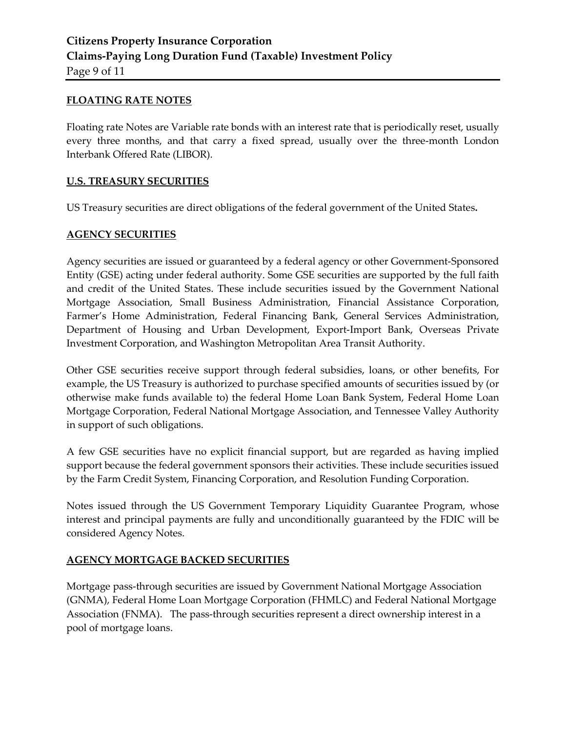## FLOATING RATE NOTES

Floating rate Notes are Variable rate bonds with an interest rate that is periodically reset, usually every three months, and that carry a fixed spread, usually over the three-month London Interbank Offered Rate (LIBOR).

## U.S. TREASURY SECURITIES

US Treasury securities are direct obligations of the federal government of the United States**.**

## AGENCY SECURITIES

Agency securities are issued or guaranteed by a federal agency or other Government-Sponsored Entity (GSE) acting under federal authority. Some GSE securities are supported by the full faith and credit of the United States. These include securities issued by the Government National Mortgage Association, Small Business Administration, Financial Assistance Corporation, Farmer's Home Administration, Federal Financing Bank, General Services Administration, Department of Housing and Urban Development, Export-Import Bank, Overseas Private Investment Corporation, and Washington Metropolitan Area Transit Authority.

Other GSE securities receive support through federal subsidies, loans, or other benefits, For example, the US Treasury is authorized to purchase specified amounts of securities issued by (or otherwise make funds available to) the federal Home Loan Bank System, Federal Home Loan Mortgage Corporation, Federal National Mortgage Association, and Tennessee Valley Authority in support of such obligations.

A few GSE securities have no explicit financial support, but are regarded as having implied support because the federal government sponsors their activities. These include securities issued by the Farm Credit System, Financing Corporation, and Resolution Funding Corporation.

Notes issued through the US Government Temporary Liquidity Guarantee Program, whose interest and principal payments are fully and unconditionally guaranteed by the FDIC will be considered Agency Notes.

## AGENCY MORTGAGE BACKED SECURITIES

Mortgage pass-through securities are issued by Government National Mortgage Association (GNMA), Federal Home Loan Mortgage Corporation (FHMLC) and Federal National Mortgage Association (FNMA). The pass-through securities represent a direct ownership interest in a pool of mortgage loans.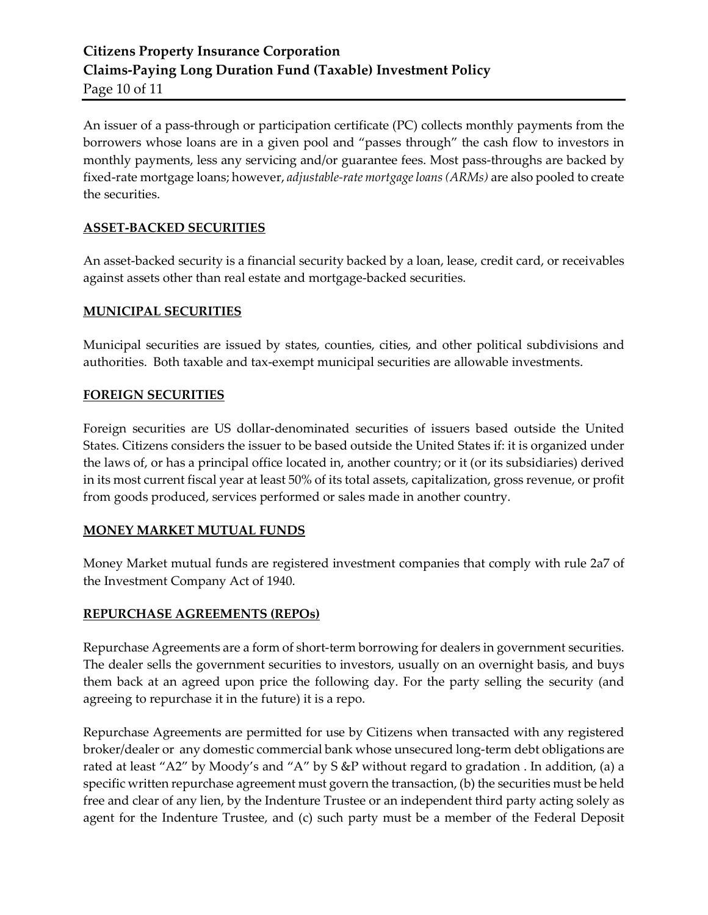An issuer of a pass-through or participation certificate (PC) collects monthly payments from the borrowers whose loans are in a given pool and "passes through" the cash flow to investors in monthly payments, less any servicing and/or guarantee fees. Most pass-throughs are backed by fixed-rate mortgage loans; however, *adjustable-rate mortgage loans (ARMs)* are also pooled to create the securities.

## ASSET-BACKED SECURITIES

An asset-backed security is a financial security backed by a loan, lease, credit card, or receivables against assets other than real estate and mortgage-backed securities.

## MUNICIPAL SECURITIES

Municipal securities are issued by states, counties, cities, and other political subdivisions and authorities. Both taxable and tax-exempt municipal securities are allowable investments.

## FOREIGN SECURITIES

Foreign securities are US dollar-denominated securities of issuers based outside the United States. Citizens considers the issuer to be based outside the United States if: it is organized under the laws of, or has a principal office located in, another country; or it (or its subsidiaries) derived in its most current fiscal year at least 50% of its total assets, capitalization, gross revenue, or profit from goods produced, services performed or sales made in another country.

## MONEY MARKET MUTUAL FUNDS

Money Market mutual funds are registered investment companies that comply with rule 2a7 of the Investment Company Act of 1940.

## REPURCHASE AGREEMENTS (REPOs)

Repurchase Agreements are a form of short-term borrowing for dealers in government securities. The dealer sells the government securities to investors, usually on an overnight basis, and buys them back at an agreed upon price the following day. For the party selling the security (and agreeing to repurchase it in the future) it is a repo.

Repurchase Agreements are permitted for use by Citizens when transacted with any registered broker/dealer or any domestic commercial bank whose unsecured long-term debt obligations are rated at least "A2" by Moody's and "A" by S &P without regard to gradation . In addition, (a) a specific written repurchase agreement must govern the transaction, (b) the securities must be held free and clear of any lien, by the Indenture Trustee or an independent third party acting solely as agent for the Indenture Trustee, and (c) such party must be a member of the Federal Deposit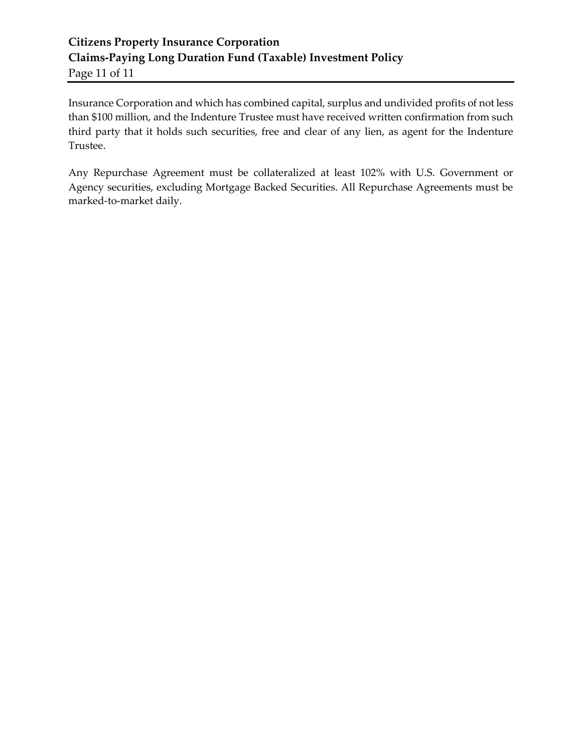Insurance Corporation and which has combined capital, surplus and undivided profits of not less than $100 million, and the Indenture Trustee must have received written confirmation from such third party that it holds such securities, free and clear of any lien, as agent for the Indenture Trustee.

Any Repurchase Agreement must be collateralized at least 102% with U.S. Government or Agency securities, excluding Mortgage Backed Securities. All Repurchase Agreements must be marked-to-market daily.